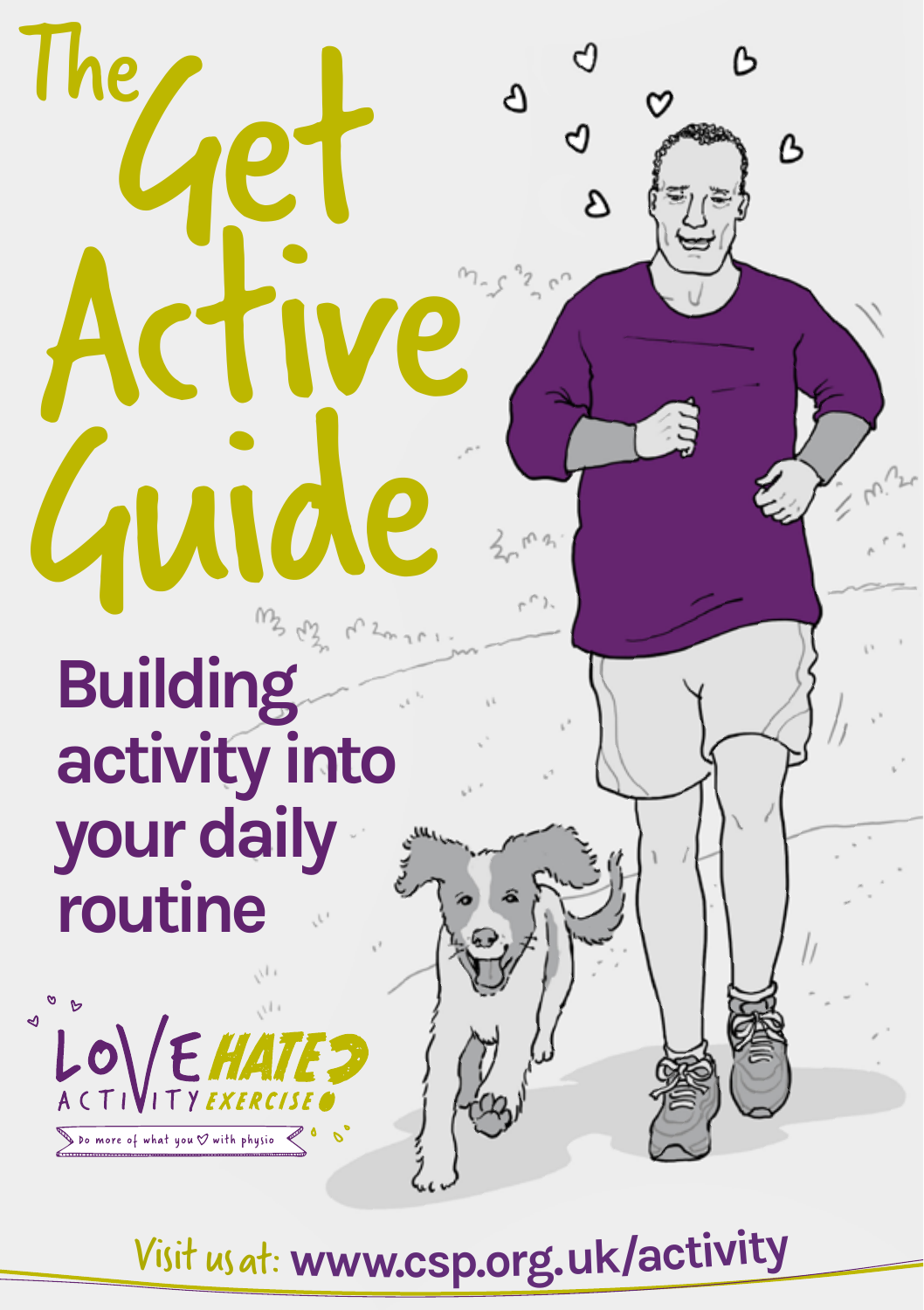# The Get Active Guide

## Building activity into your daily routine

LOVE ACTIVITY HATE EXERCISE?

Do more of what you ♡ with physio

Visit us at: www.csp.org.uk/activity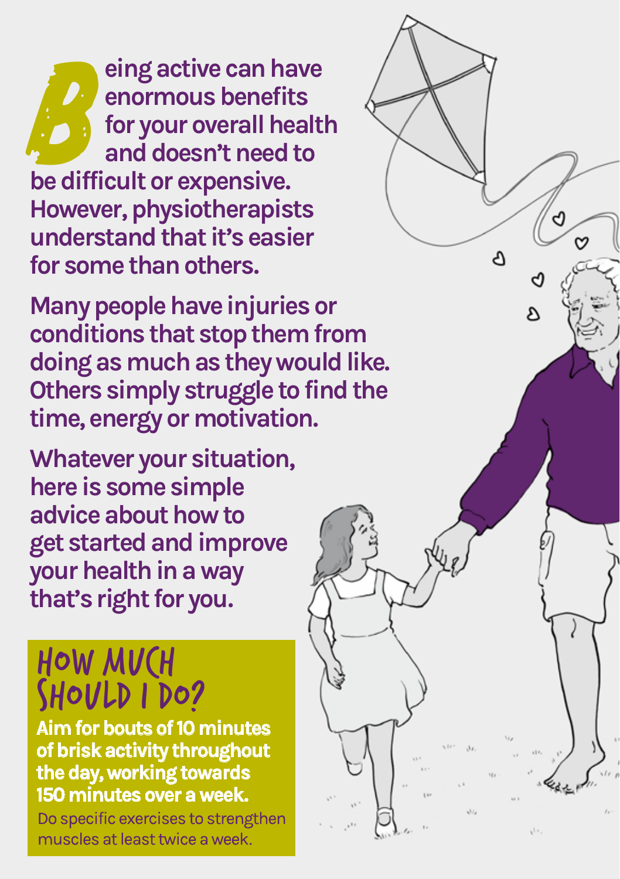**Being active can have enormous benefits for your overall health and doesn't need to be difficult or expensive. However, physiotherapists understand that it's easier for some than others.**

**Many people have injuries or conditions that stop them from doing as much as they would like. Others simply struggle to find the time, energy or motivation.**

**Whatever your situation, here is some simple advice about how to get started and improve your health in a way that's right for you.**

## HOW MUCH SHOULD I DO?

**Aim for bouts of 10 minutes of brisk activity throughout the day, working towards 150 minutes over a week.**

Do specific exercises to strengthen muscles at least twice a week.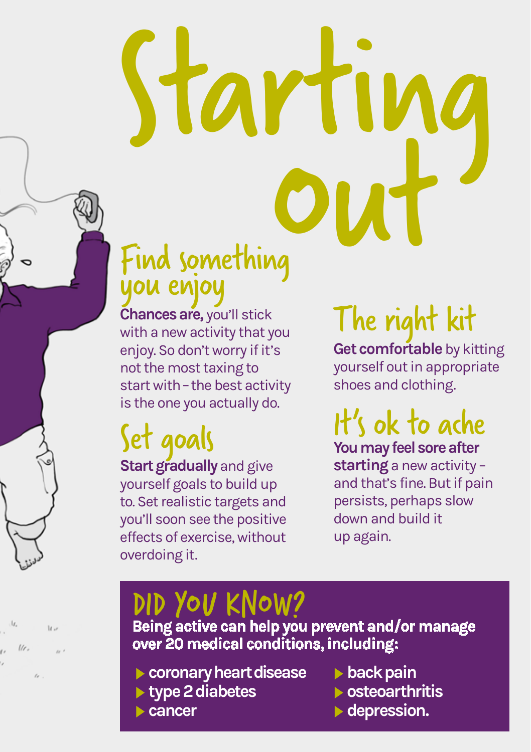# Starting out

## Find something you enjoy

**Chances are,** you'll stick with a new activity that you enjoy. So don't worry if it's not the most taxing to start with – the best activity is the one you actually do.

## Set goals

**Start gradually** and give yourself goals to build up to. Set realistic targets and you'll soon see the positive effects of exercise, without overdoing it.

## The right kit

**Get comfortable** by kitting yourself out in appropriate shoes and clothing.

## It's ok to ache

**You may feel sore after starting** a new activity – and that's fine. But if pain persists, perhaps slow down and build it up again.

## DID YOU KNOW?

**Being active can help you prevent and/or manage over 20 medical conditions, including:**

- **coronary heart disease**
- **type 2 diabetes**
- **cancer**
- **back pain**
- **osteoarthritis**
- **depression.**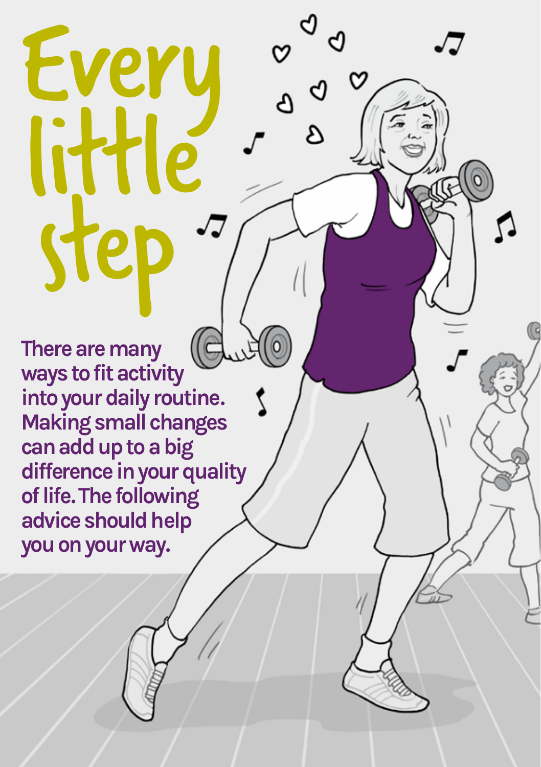# Every little step

**There are many ways to fit activity into your daily routine. Making small changes can add up to a big difference in your quality of life. The following advice should help you on your way.**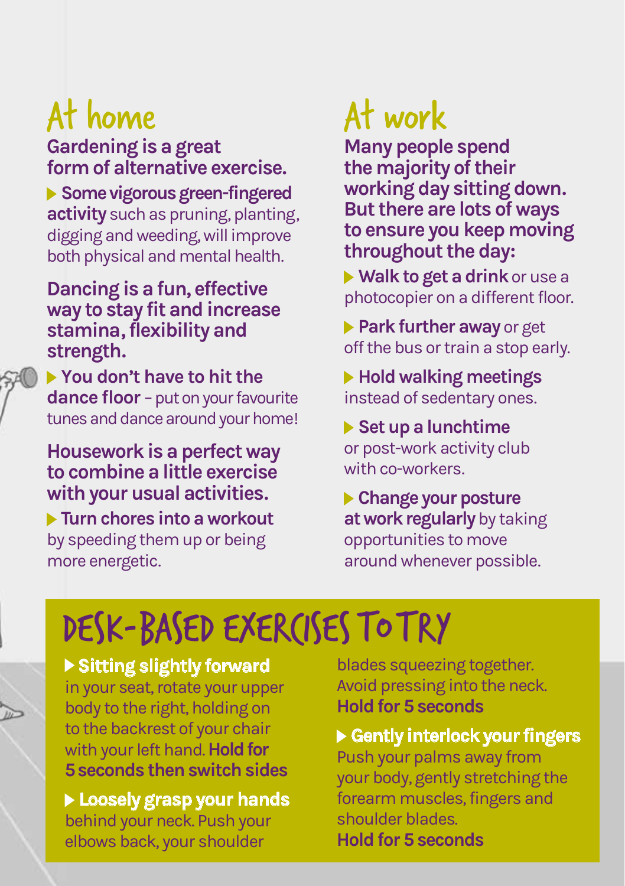## At home

**Gardening is a great form of alternative exercise.**

- **Some vigorous green-fingered activity** such as pruning, planting, digging and weeding, will improve both physical and mental health.

**Dancing is a fun, effective way to stay fit and increase stamina, flexibility and strength.**

- **You don't have to hit the dance floor** – put on your favourite tunes and dance around your home!

**Housework is a perfect way to combine a little exercise with your usual activities.**

- **Turn chores into a workout** by speeding them up or being more energetic.

## At work

**Many people spend the majority of their working day sitting down. But there are lots of ways to ensure you keep moving throughout the day:**

- **Walk to get a drink** or use a photocopier on a different floor.
- **Park further away** or get off the bus or train a stop early.
- **Hold walking meetings** instead of sedentary ones.
- **Set up a lunchtime** or post-work activity club with co-workers.
- **Change your posture at work regularly** by taking opportunities to move around whenever possible.

## DESK-BASED EXERCISES TO TRY

- **Sitting slightly forward** in your seat, rotate your upper body to the right, holding on to the backrest of your chair with your left hand. **Hold for 5 seconds then switch sides**
- **Loosely grasp your hands** behind your neck. Push your elbows back, your shoulder blades squeezing together. Avoid pressing into the neck. **Hold for 5 seconds**
- **Gently interlock your fingers** Push your palms away from your body, gently stretching the forearm muscles, fingers and shoulder blades. **Hold for 5 seconds**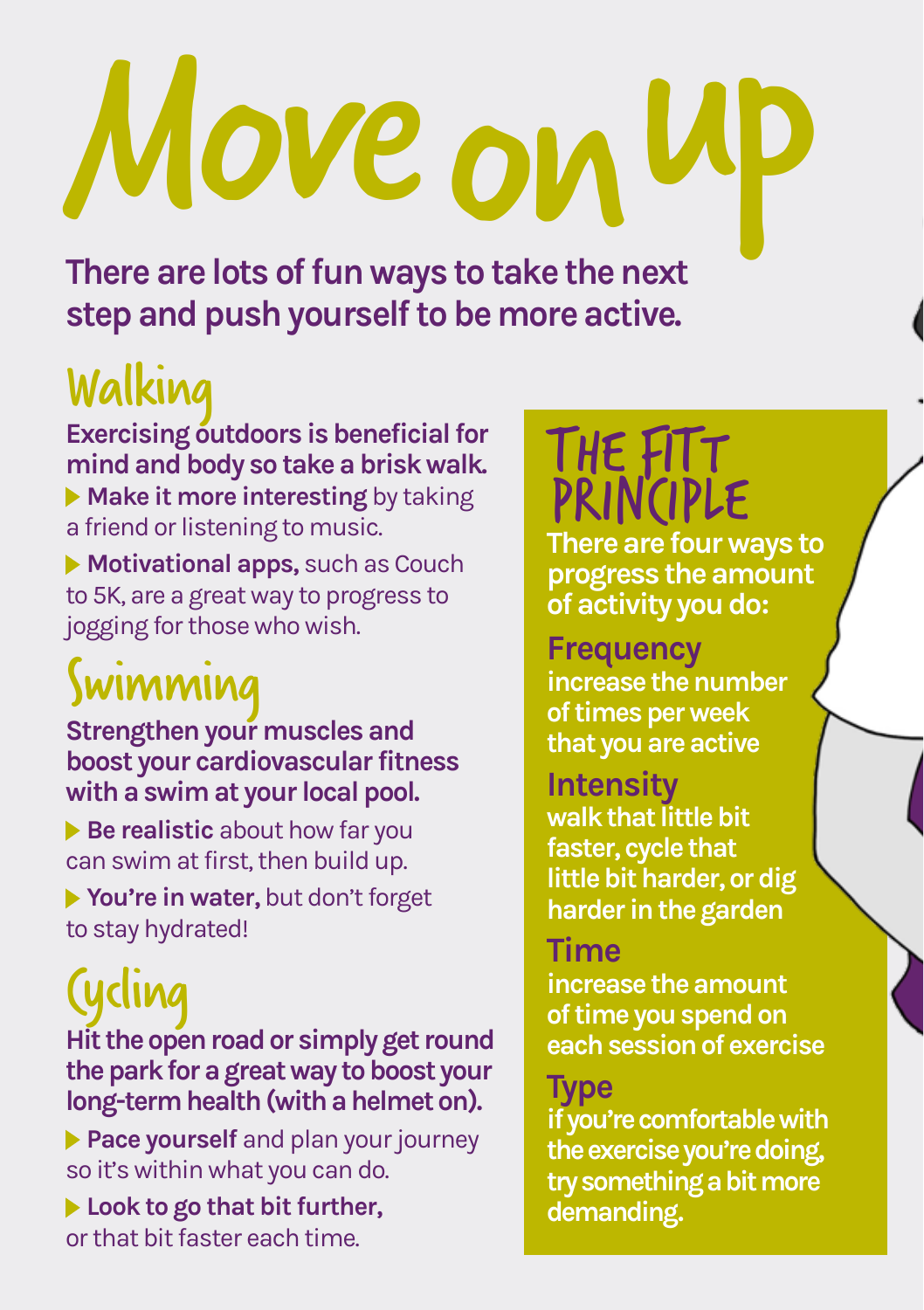# Move on up

**There are lots of fun ways to take the next step and push yourself to be more active.**

## Walking

**Exercising outdoors is beneficial for mind and body so take a brisk walk.**

- **Make it more interesting** by taking a friend or listening to music.
- **Motivational apps,** such as Couch to 5K, are a great way to progress to jogging for those who wish.

## Swimming

**Strengthen your muscles and boost your cardiovascular fitness with a swim at your local pool.**

- **Be realistic** about how far you can swim at first, then build up.
- **You're in water,** but don't forget to stay hydrated!

## Cycling

**Hit the open road or simply get round the park for a great way to boost your long-term health (with a helmet on).**

- **Pace yourself** and plan your journey so it's within what you can do.
- **Look to go that bit further,** or that bit faster each time.

## THE FITT PRINCIPLE

**There are four ways to progress the amount of activity you do:**

### Frequency

**increase the number of times per week that you are active**

### Intensity

**walk that little bit faster, cycle that little bit harder, or dig harder in the garden**

### Time

**increase the amount of time you spend on each session of exercise**

### Type

**if you're comfortable with the exercise you're doing, try something a bit more demanding.**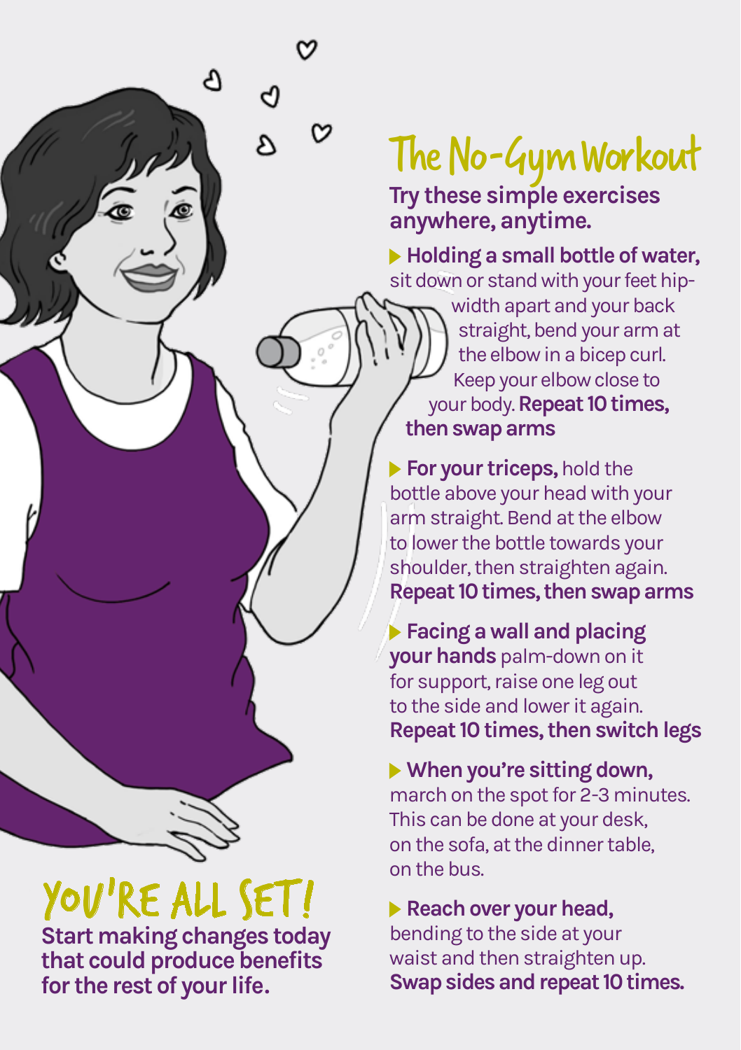# The No-Gym Workout

**Try these simple exercises anywhere, anytime.**

- **Holding a small bottle of water,** sit down or stand with your feet hip-width apart and your back straight, bend your arm at the elbow in a bicep curl. Keep your elbow close to your body. **Repeat 10 times, then swap arms**
- **For your triceps,** hold the bottle above your head with your arm straight. Bend at the elbow to lower the bottle towards your shoulder, then straighten again. **Repeat 10 times, then swap arms**
- **Facing a wall and placing your hands** palm-down on it for support, raise one leg out to the side and lower it again. **Repeat 10 times, then switch legs**
- **When you're sitting down,** march on the spot for 2-3 minutes. This can be done at your desk, on the sofa, at the dinner table, on the bus.
- **Reach over your head,** bending to the side at your waist and then straighten up. **Swap sides and repeat 10 times.**

# YOU'RE ALL SET!

**Start making changes today that could produce benefits for the rest of your life.**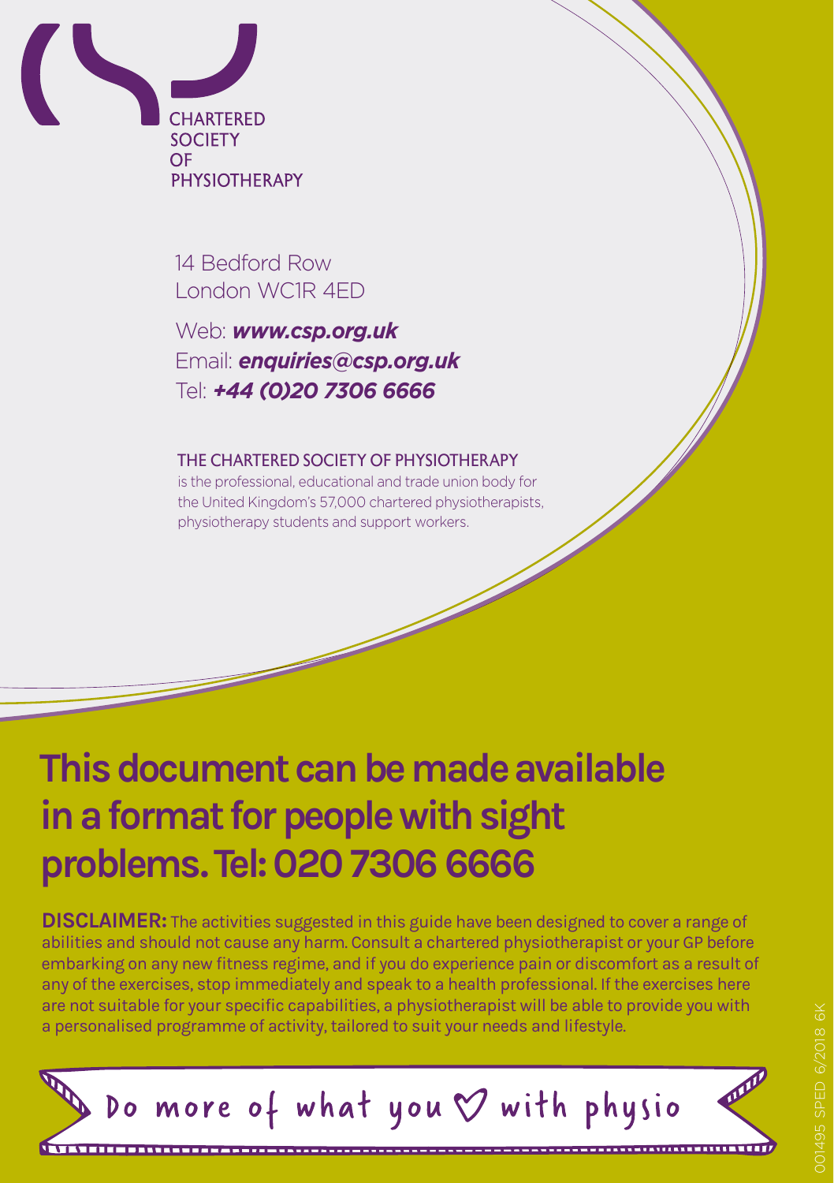CHARTERED SOCIETY OF PHYSIOTHERAPY

14 Bedford Row
London WC1R 4ED

Web: ***www.csp.org.uk***
Email: ***enquiries@csp.org.uk***
Tel: ***+44 (0)20 7306 6666***

THE CHARTERED SOCIETY OF PHYSIOTHERAPY
is the professional, educational and trade union body for the United Kingdom's 57,000 chartered physiotherapists, physiotherapy students and support workers.

# This document can be made available in a format for people with sight problems. Tel: 020 7306 6666

**DISCLAIMER:** The activities suggested in this guide have been designed to cover a range of abilities and should not cause any harm. Consult a chartered physiotherapist or your GP before embarking on any new fitness regime, and if you do experience pain or discomfort as a result of any of the exercises, stop immediately and speak to a health professional. If the exercises here are not suitable for your specific capabilities, a physiotherapist will be able to provide you with a personalised programme of activity, tailored to suit your needs and lifestyle.

Do more of what you ♡ with physio

001495 SPED 6/2018 6K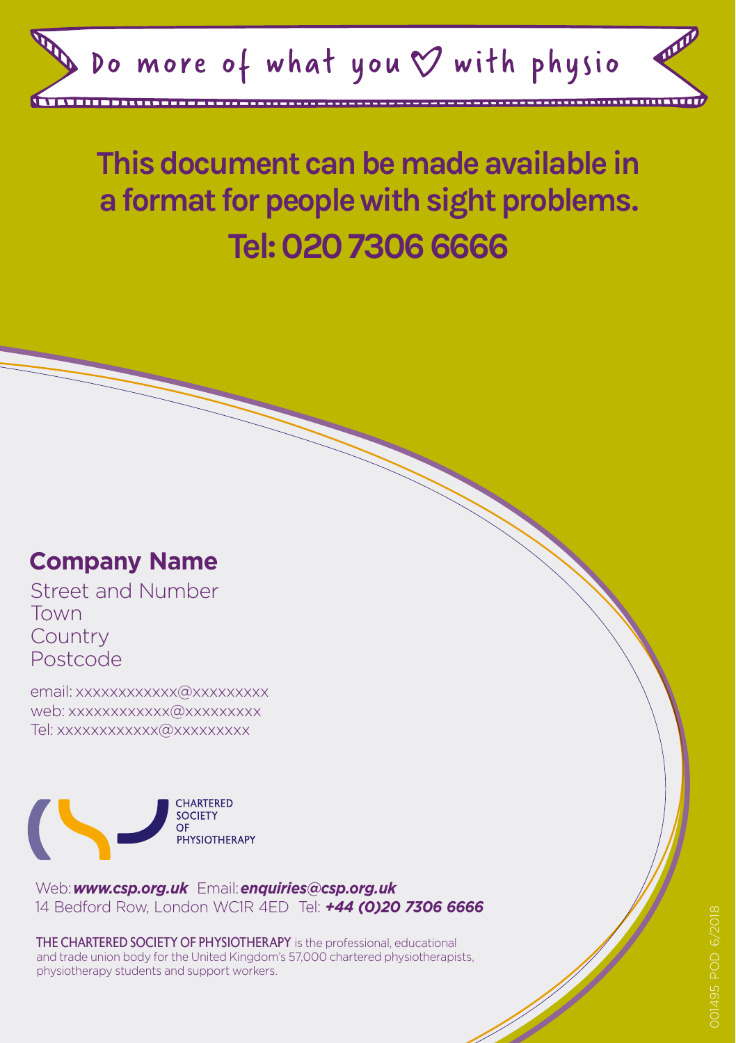Do more of what you ♡ with physio

## This document can be made available in a format for people with sight problems.

## Tel: 020 7306 6666

**Company Name**

Street and Number
Town
Country
Postcode

email: xxxxxxxxxxxx@xxxxxxxxx
web: xxxxxxxxxxxx@xxxxxxxxx
Tel: xxxxxxxxxxxx@xxxxxxxxx

CHARTERED SOCIETY OF PHYSIOTHERAPY

Web: ***www.csp.org.uk*** Email: ***enquiries@csp.org.uk***
14 Bedford Row, London WC1R 4ED Tel: ***+44 (0)20 7306 6666***

THE CHARTERED SOCIETY OF PHYSIOTHERAPY is the professional, educational and trade union body for the United Kingdom's 57,000 chartered physiotherapists, physiotherapy students and support workers.

001495 POD 6/2018